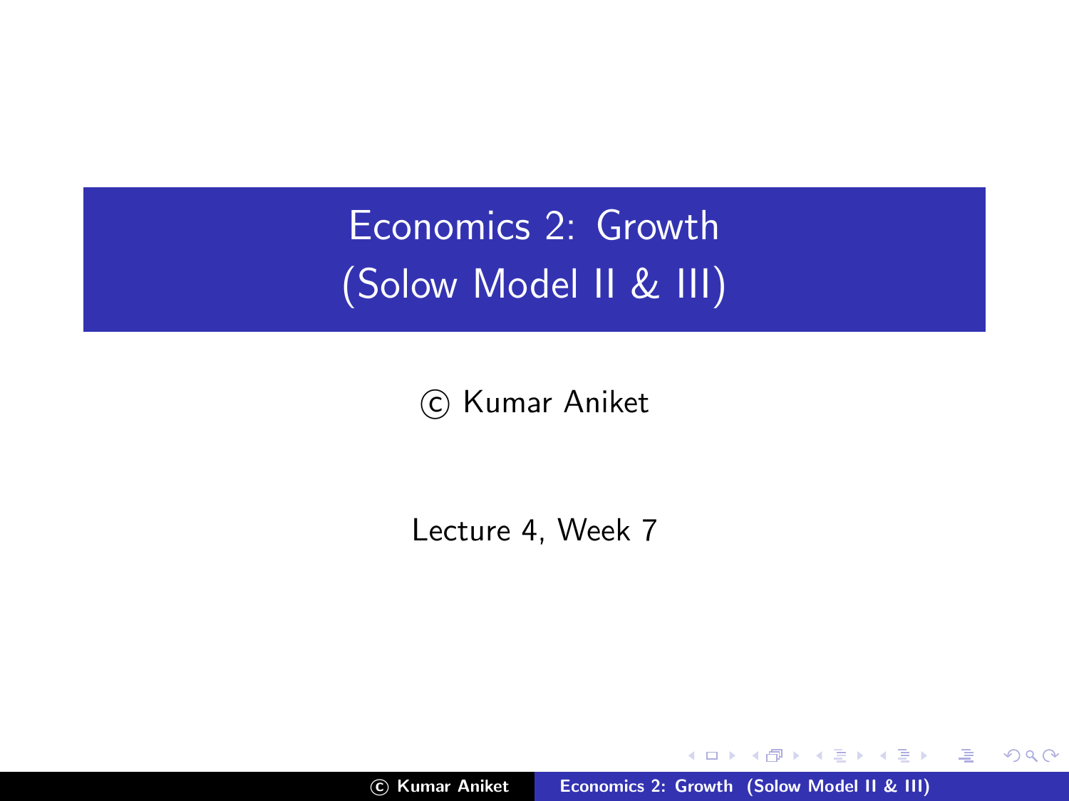# Economics 2: Growth (Solow Model II & III)

© Kumar Aniket

Lecture 4, Week 7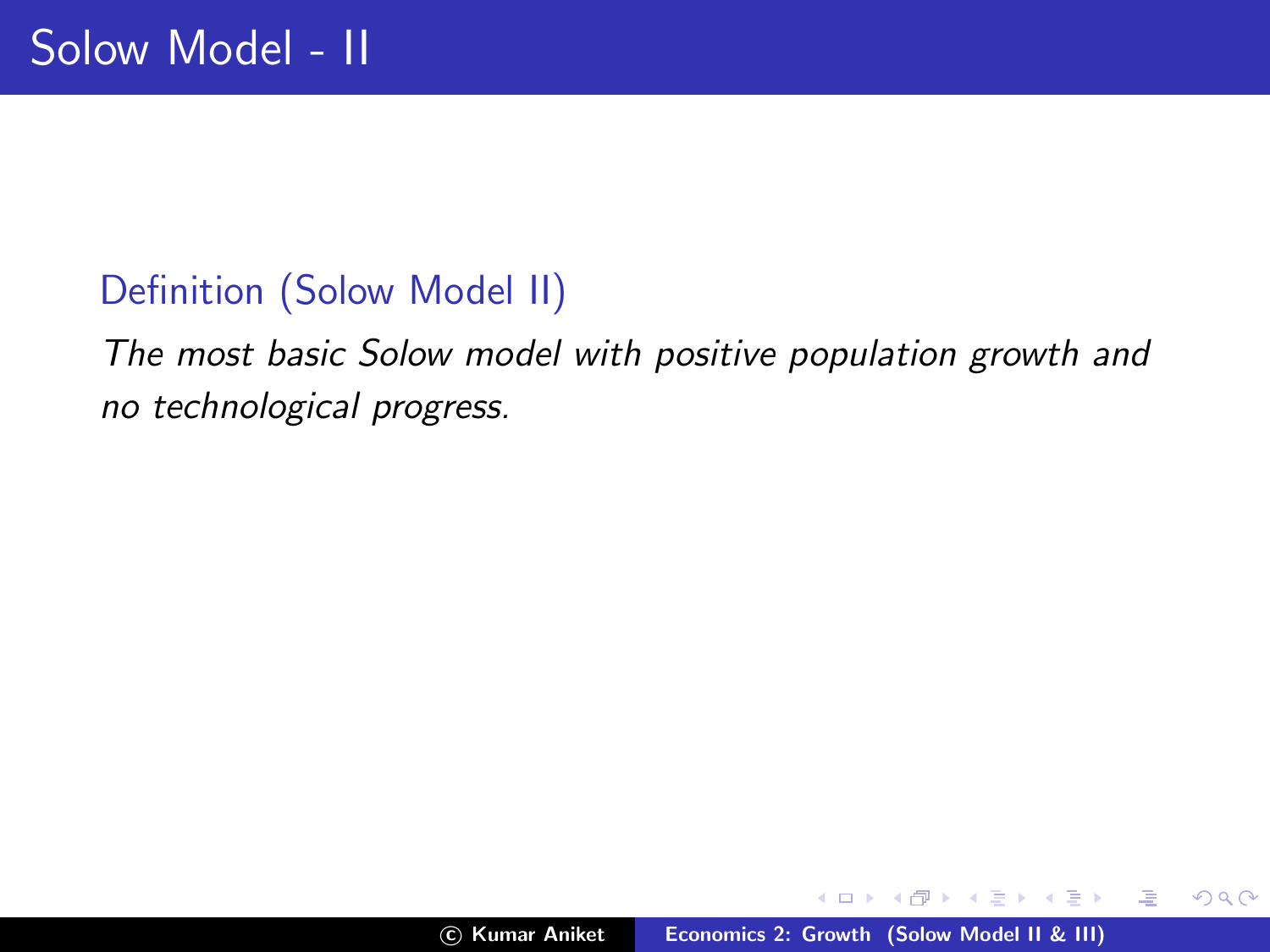# Solow Model - II

**Definition (Solow Model II)**

*The most basic Solow model with positive population growth and no technological progress.*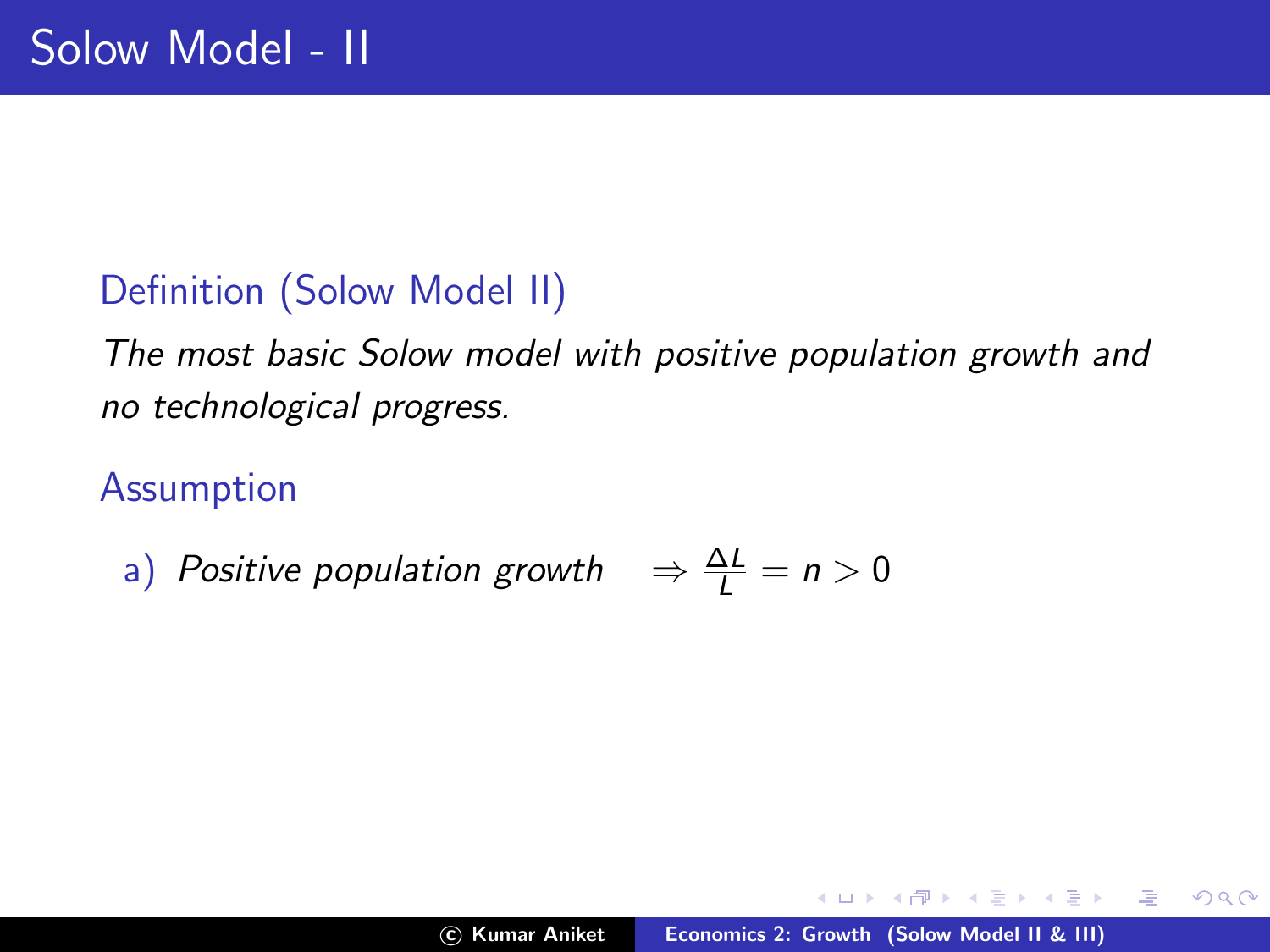# Solow Model - II

**Definition (Solow Model II)**

*The most basic Solow model with positive population growth and no technological progress.*

**Assumption**

a) *Positive population growth* $\Rightarrow \frac{\Delta L}{L} = n > 0$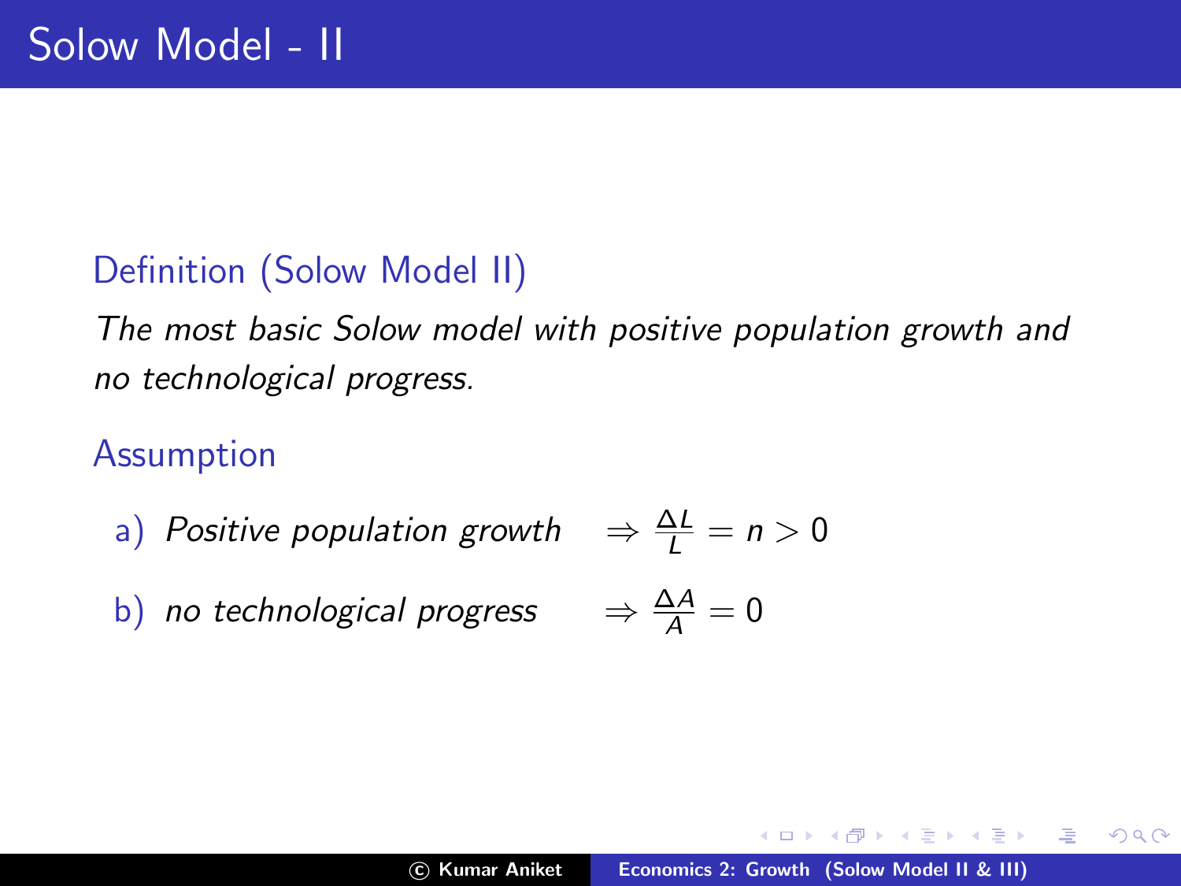# Solow Model - II

### Definition (Solow Model II)

*The most basic Solow model with positive population growth and no technological progress.*

### Assumption

a) *Positive population growth* $\Rightarrow \frac{\Delta L}{L} = n > 0$

b) *no technological progress* $\Rightarrow \frac{\Delta A}{A} = 0$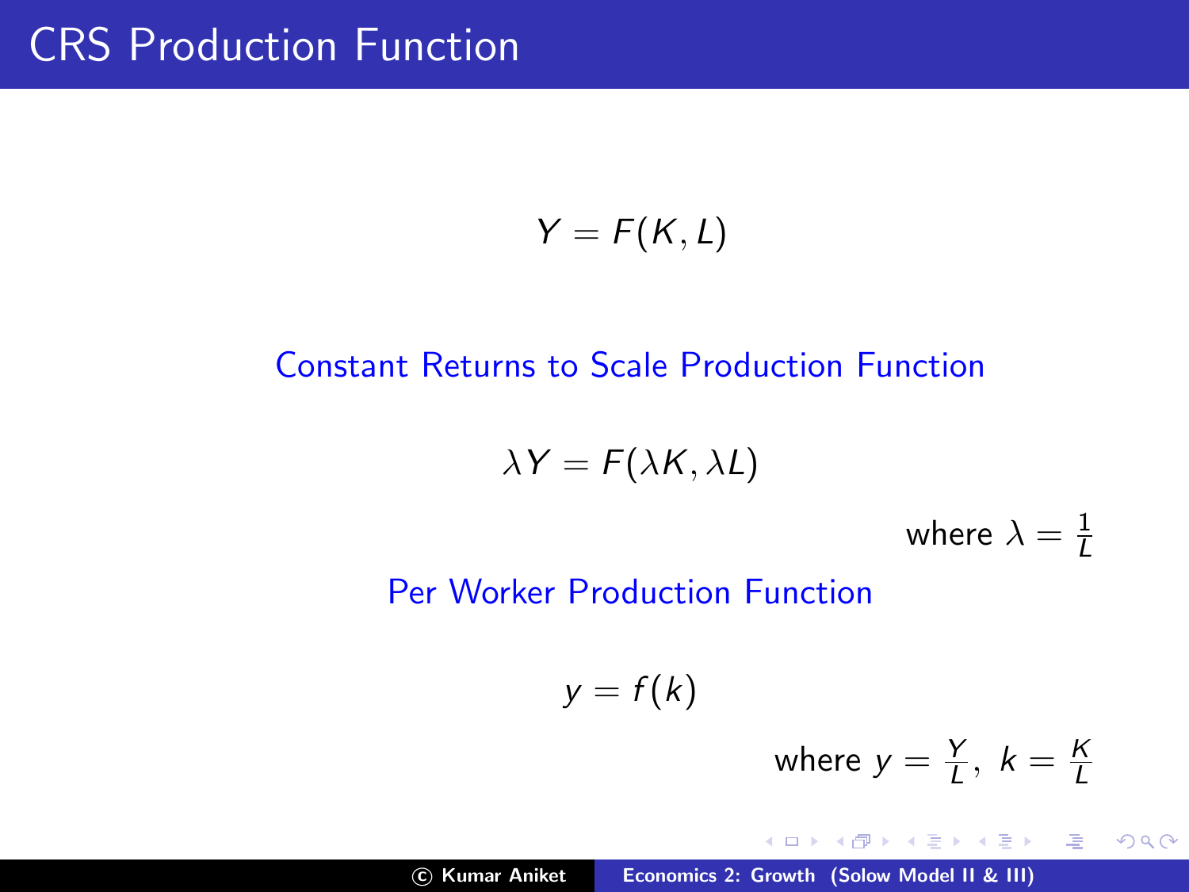# CRS Production Function

$$Y = F(K, L)$$

Constant Returns to Scale Production Function

$$\lambda Y = F(\lambda K, \lambda L)$$

where $\lambda = \frac{1}{L}$

Per Worker Production Function

$$y = f(k)$$

where $y = \frac{Y}{L},\ k = \frac{K}{L}$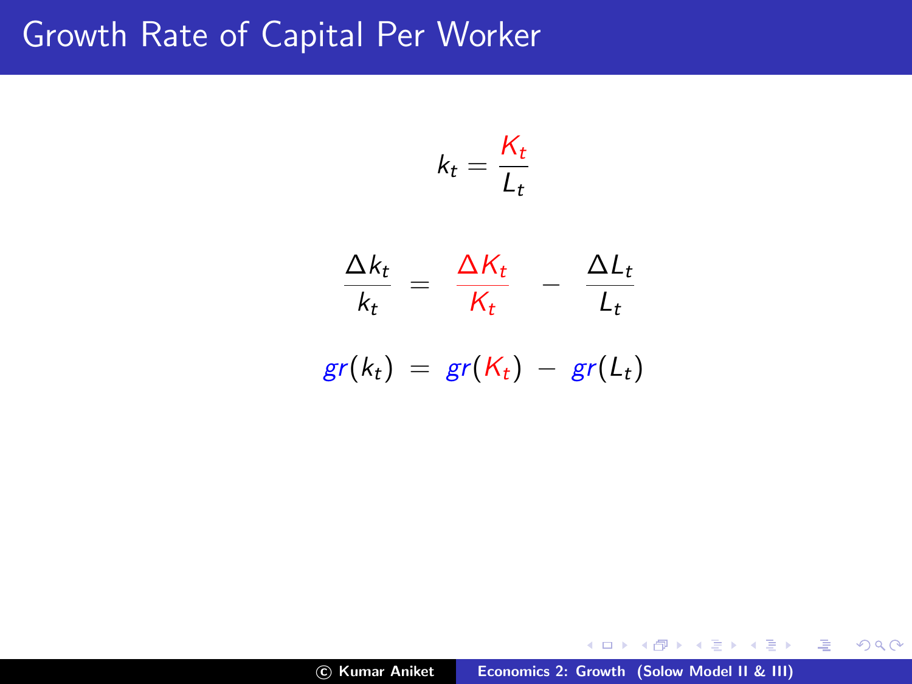# Growth Rate of Capital Per Worker

$$k_t = \frac{K_t}{L_t}$$

$$\frac{\Delta k_t}{k_t} = \frac{\Delta K_t}{K_t} - \frac{\Delta L_t}{L_t}$$

$$gr(k_t) = gr(K_t) - gr(L_t)$$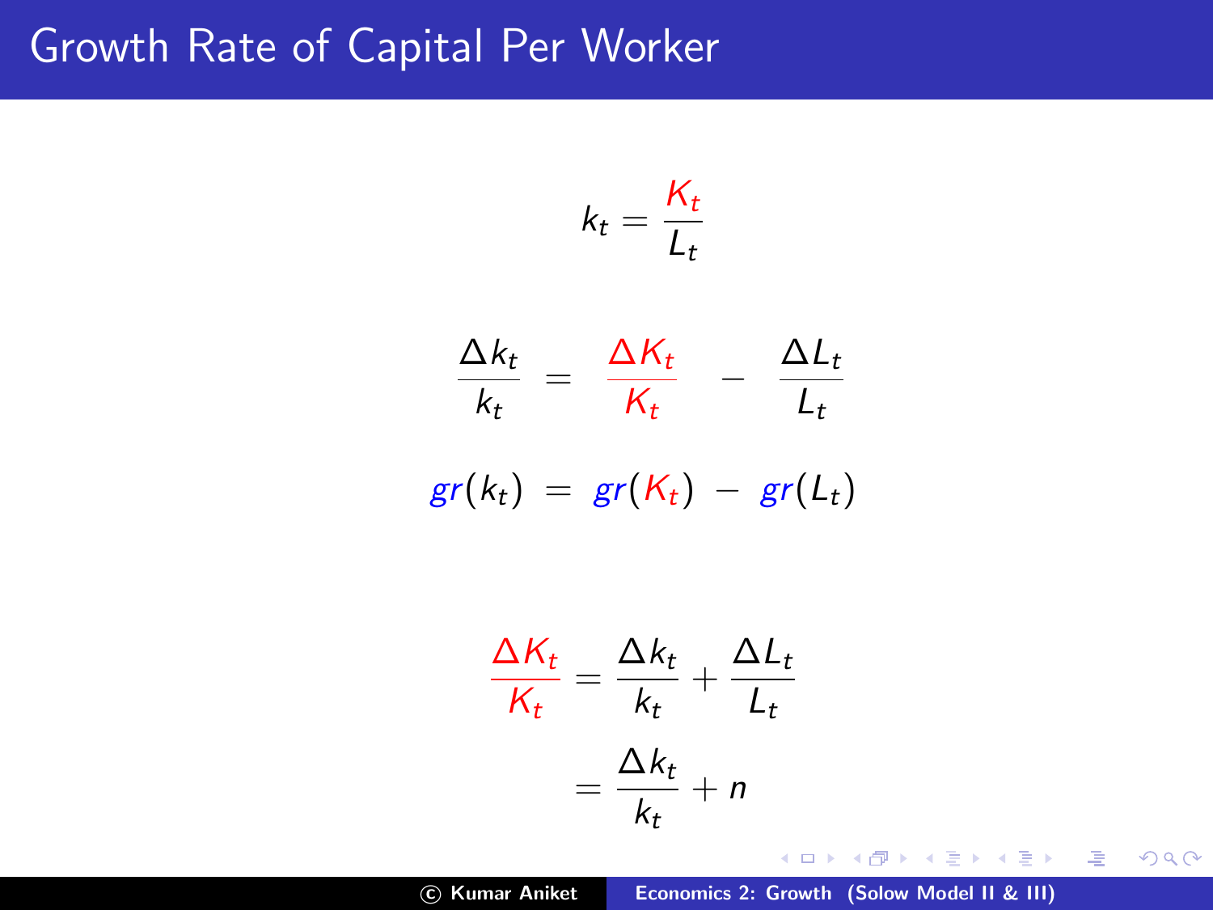# Growth Rate of Capital Per Worker

$$k_t = \frac{K_t}{L_t}$$

$$\frac{\Delta k_t}{k_t} = \frac{\Delta K_t}{K_t} - \frac{\Delta L_t}{L_t}$$

$$gr(k_t) = gr(K_t) - gr(L_t)$$

$$\frac{\Delta K_t}{K_t} = \frac{\Delta k_t}{k_t} + \frac{\Delta L_t}{L_t}$$

$$= \frac{\Delta k_t}{k_t} + n$$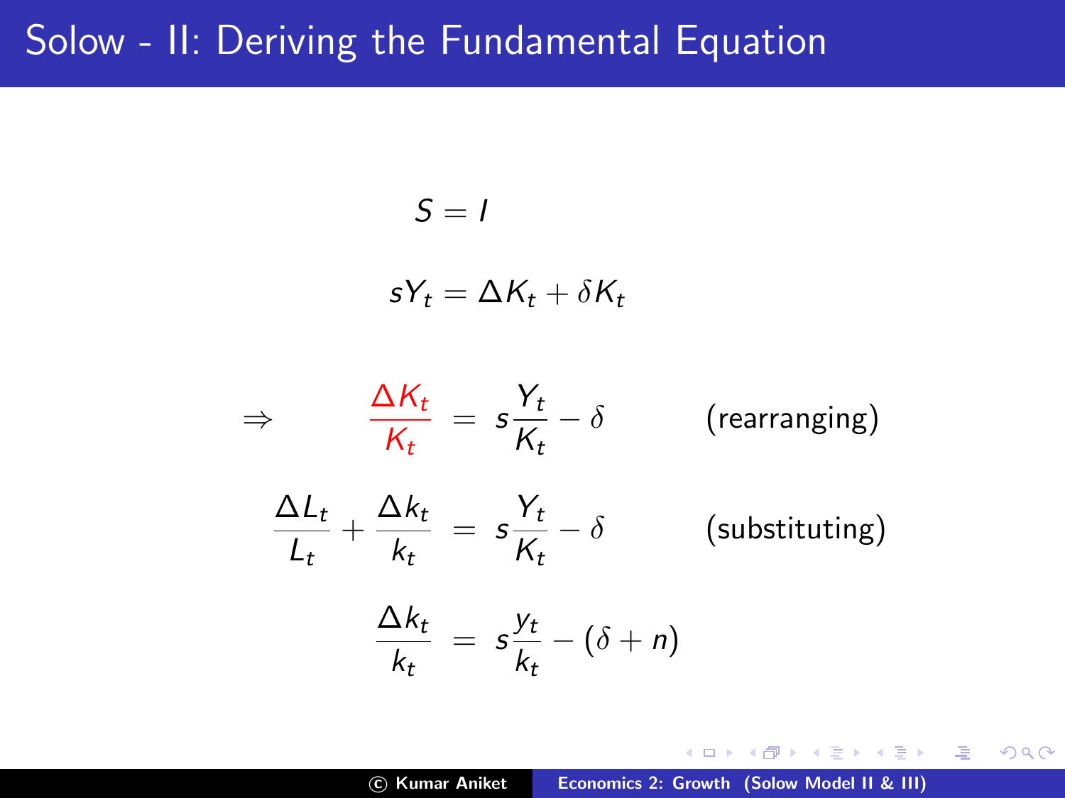# Solow - II: Deriving the Fundamental Equation

$$S = I$$

$$sY_t = \Delta K_t + \delta K_t$$

$$\Rightarrow \quad \frac{\Delta K_t}{K_t} = s\frac{Y_t}{K_t} - \delta \qquad \text{(rearranging)}$$

$$\frac{\Delta L_t}{L_t} + \frac{\Delta k_t}{k_t} = s\frac{Y_t}{K_t} - \delta \qquad \text{(substituting)}$$

$$\frac{\Delta k_t}{k_t} = s\frac{y_t}{k_t} - (\delta + n)$$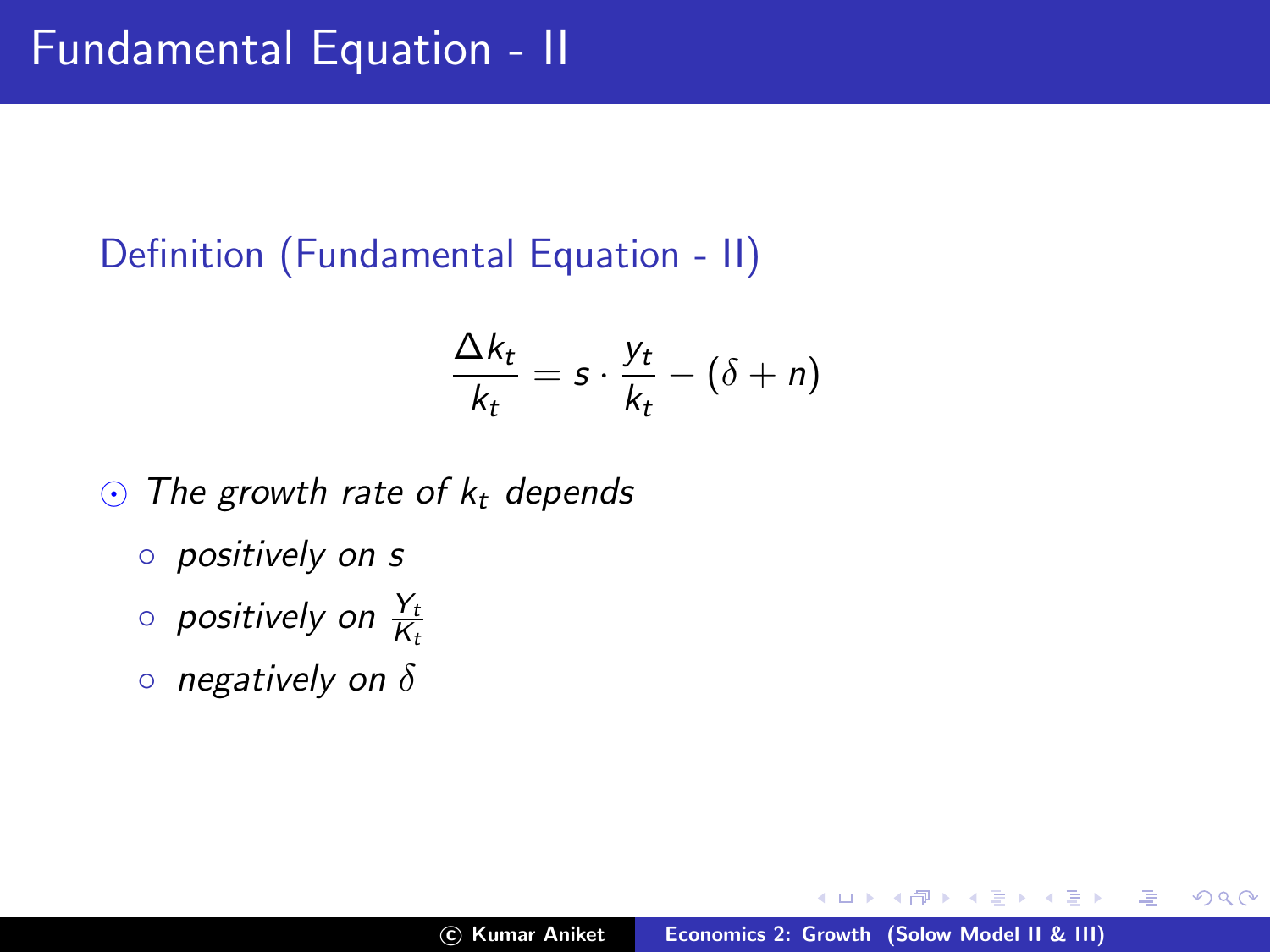# Fundamental Equation - II

**Definition (Fundamental Equation - II)**

$$\frac{\Delta k_t}{k_t} = s \cdot \frac{y_t}{k_t} - (\delta + n)$$

- *The growth rate of $k_t$ depends*
  - *positively on $s$*
  - *positively on $\frac{Y_t}{K_t}$*
  - *negatively on $\delta$*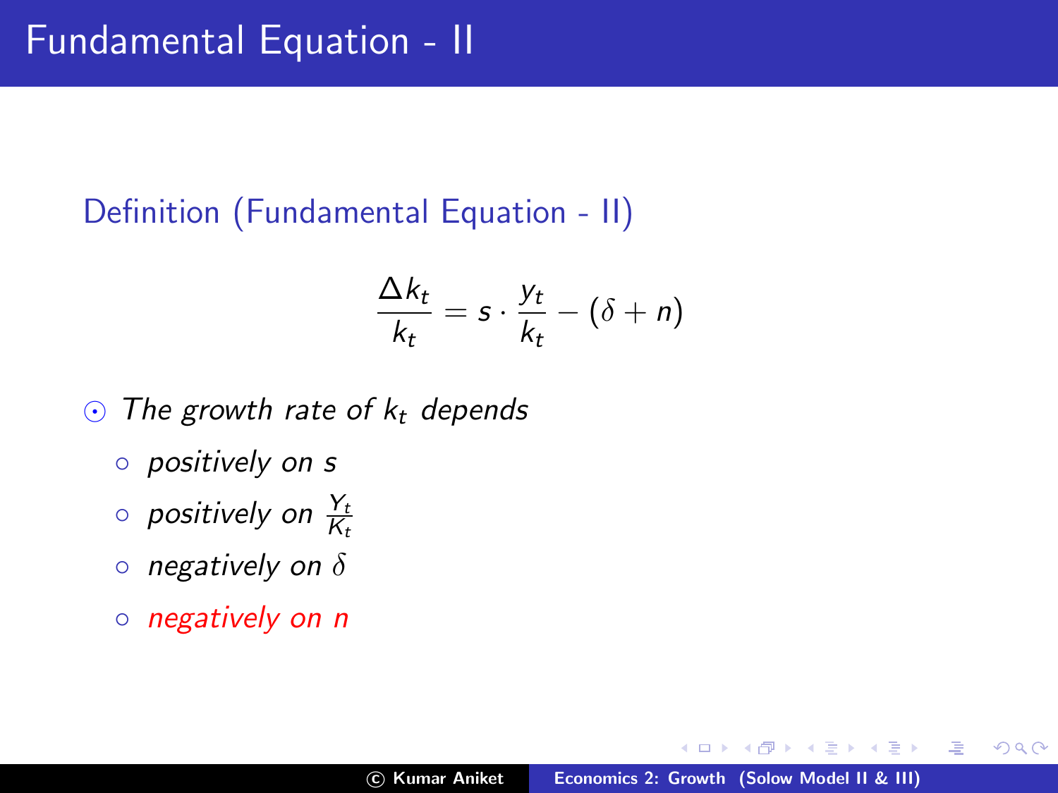# Fundamental Equation - II

**Definition (Fundamental Equation - II)**

$$\frac{\Delta k_t}{k_t} = s \cdot \frac{y_t}{k_t} - (\delta + n)$$

- *The growth rate of $k_t$ depends*
  - *positively on $s$*
  - *positively on $\frac{Y_t}{K_t}$*
  - *negatively on $\delta$*
  - *negatively on $n$*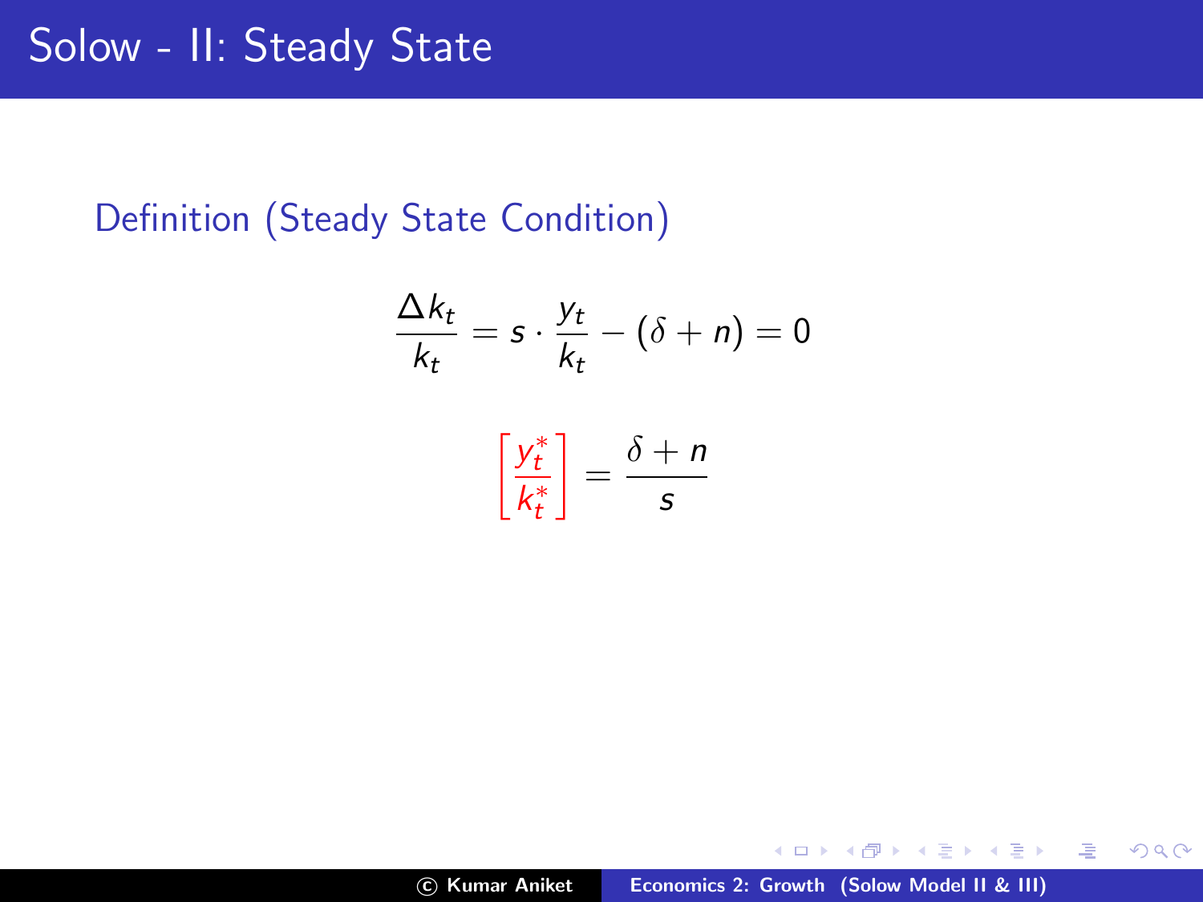# Solow - II: Steady State

**Definition (Steady State Condition)**

$$\frac{\Delta k_t}{k_t} = s \cdot \frac{y_t}{k_t} - (\delta + n) = 0$$

$$\left[\frac{y_t^*}{k_t^*}\right] = \frac{\delta + n}{s}$$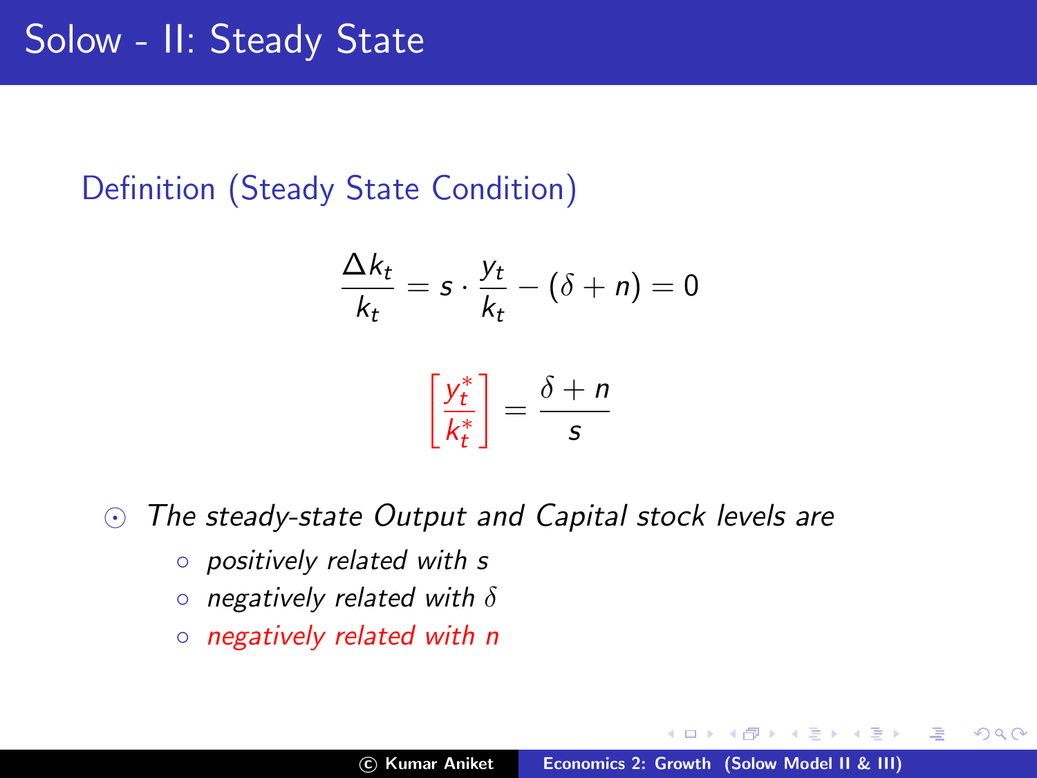# Solow - II: Steady State

### Definition (Steady State Condition)

$$\frac{\Delta k_t}{k_t} = s \cdot \frac{y_t}{k_t} - (\delta + n) = 0$$

$$\left[\frac{y_t^*}{k_t^*}\right] = \frac{\delta + n}{s}$$

- *The steady-state Output and Capital stock levels are*
  - *positively related with $s$*
  - *negatively related with $\delta$*
  - *negatively related with $n$*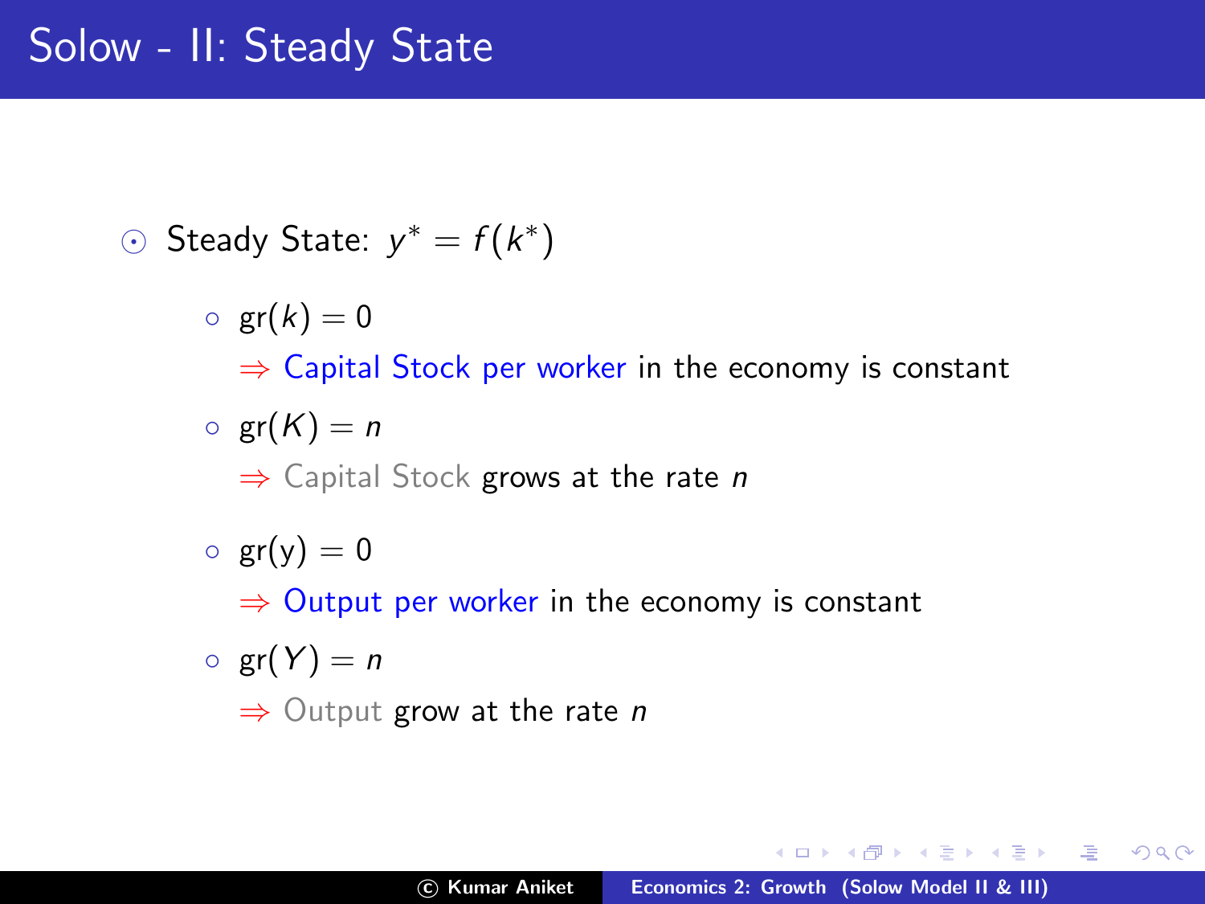# Solow - II: Steady State

- Steady State: $y^* = f(k^*)$
  - $\text{gr}(k) = 0$
    
    $\Rightarrow$ Capital Stock per worker in the economy is constant
  - $\text{gr}(K) = n$
    
    $\Rightarrow$ Capital Stock grows at the rate $n$
  - $\text{gr}(\text{y}) = 0$
    
    $\Rightarrow$ Output per worker in the economy is constant
  - $\text{gr}(Y) = n$
    
    $\Rightarrow$ Output grow at the rate $n$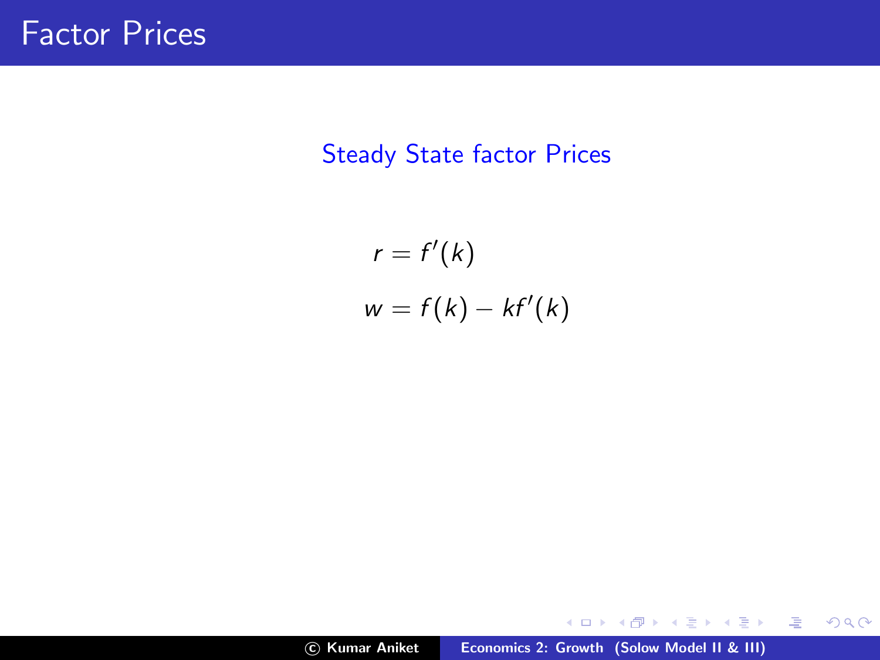# Factor Prices

### Steady State factor Prices

$$r = f'(k)$$

$$w = f(k) - kf'(k)$$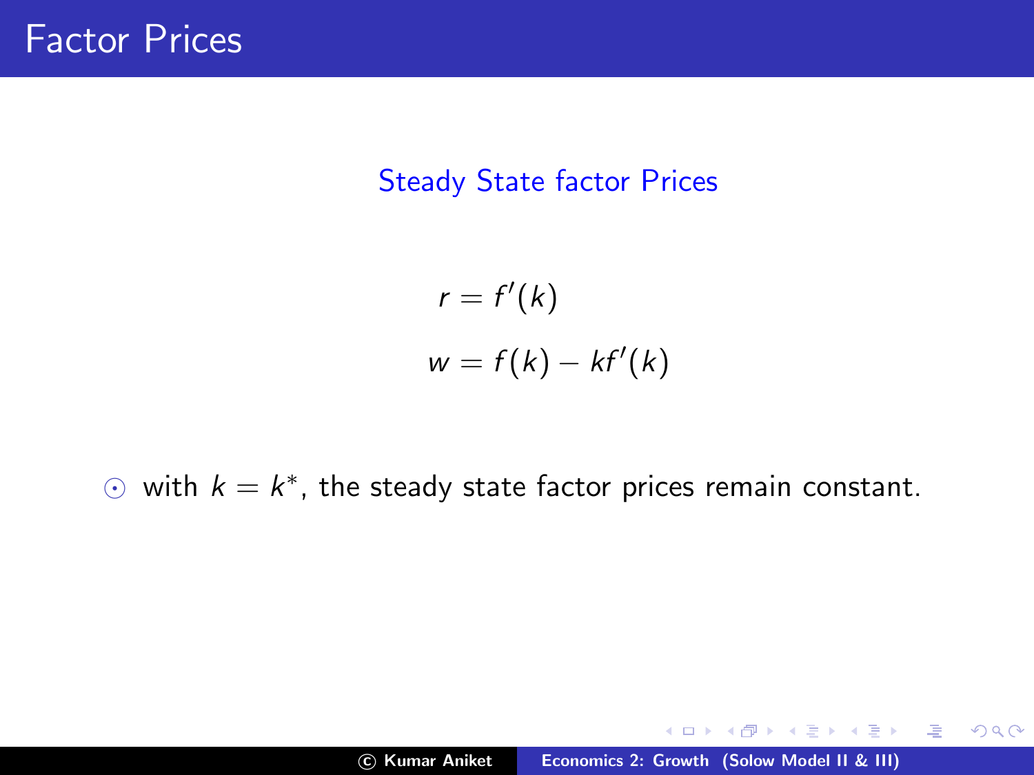# Factor Prices

### Steady State factor Prices

$$
\begin{aligned}
r &= f'(k) \\
w &= f(k) - kf'(k)
\end{aligned}
$$

- with $k = k^*$, the steady state factor prices remain constant.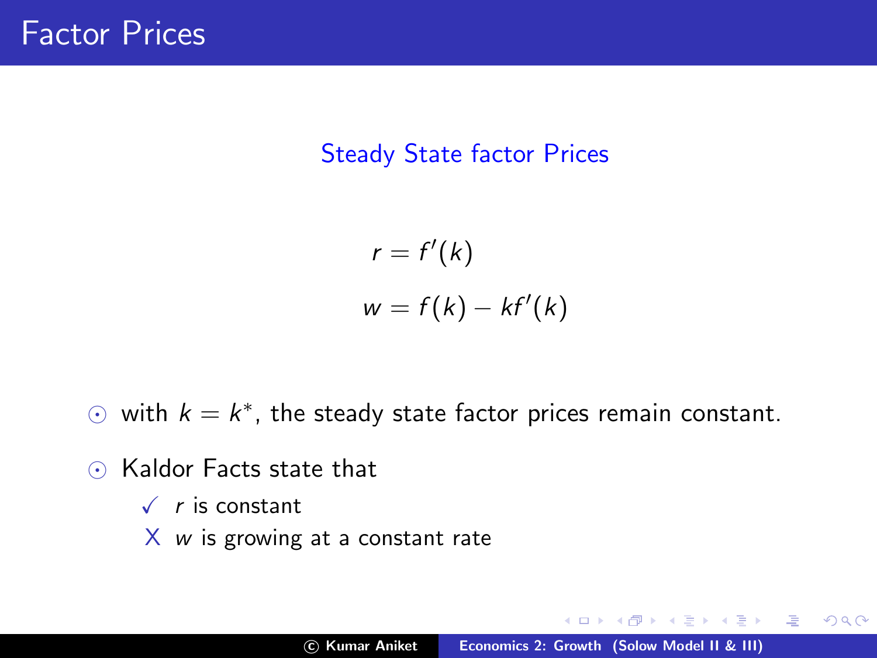# Factor Prices

### Steady State factor Prices

$$r = f'(k)$$

$$w = f(k) - kf'(k)$$

- with $k = k^*$, the steady state factor prices remain constant.
- Kaldor Facts state that
  - ✓ $r$ is constant
  - X $w$ is growing at a constant rate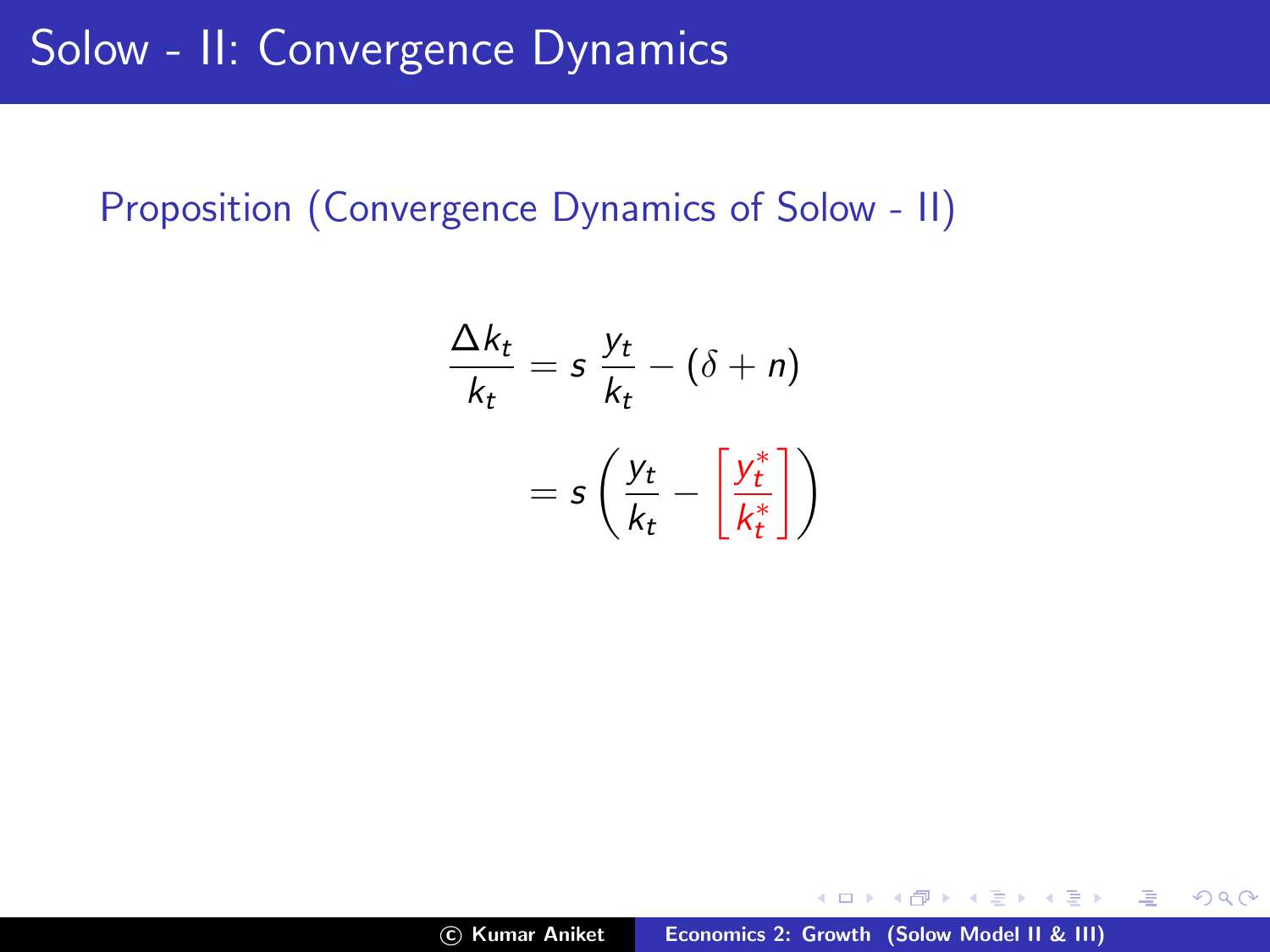# Solow - II: Convergence Dynamics

**Proposition (Convergence Dynamics of Solow - II)**

$$\frac{\Delta k_t}{k_t} = s \, \frac{y_t}{k_t} - (\delta + n)$$

$$= s \left( \frac{y_t}{k_t} - \left[ \frac{y_t^*}{k_t^*} \right] \right)$$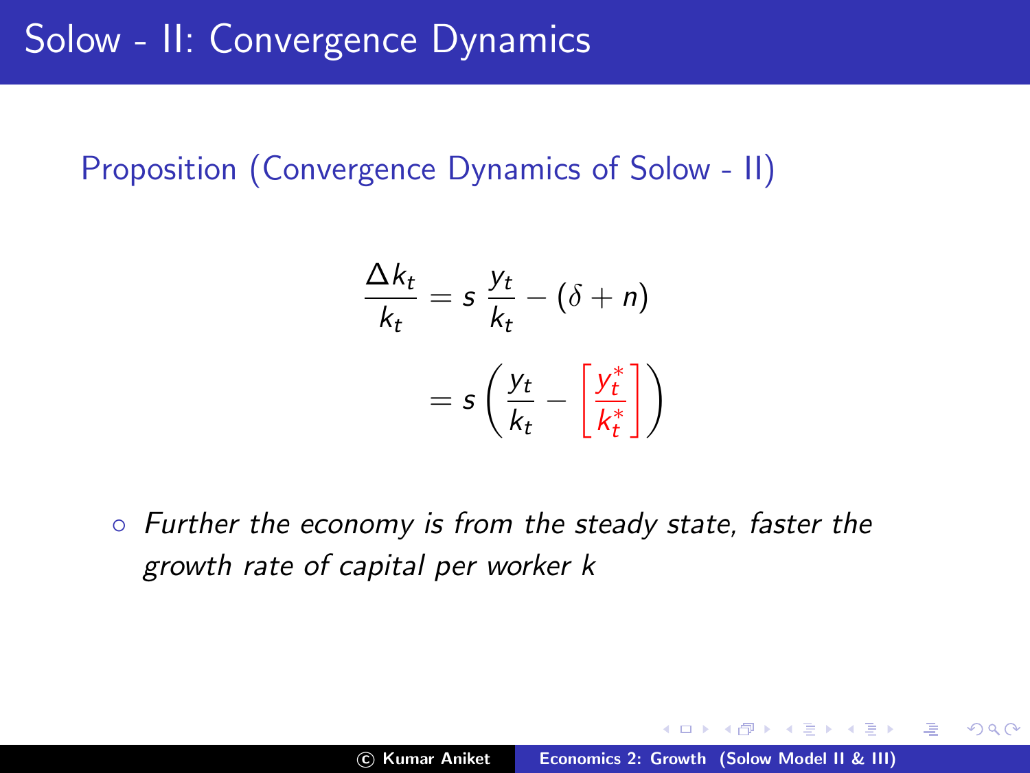# Solow - II: Convergence Dynamics

Proposition (Convergence Dynamics of Solow - II)

$$\frac{\Delta k_t}{k_t} = s \, \frac{y_t}{k_t} - (\delta + n)$$

$$= s \left( \frac{y_t}{k_t} - \left[ \frac{y_t^*}{k_t^*} \right] \right)$$

- *Further the economy is from the steady state, faster the growth rate of capital per worker k*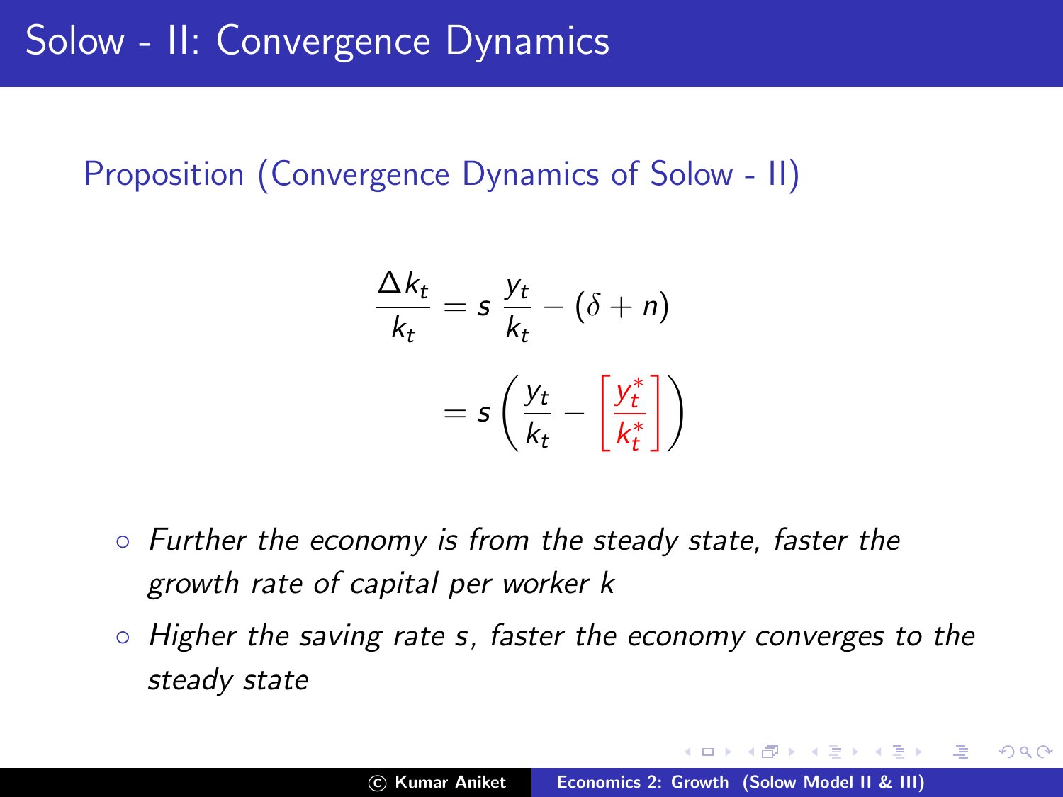# Solow - II: Convergence Dynamics

Proposition (Convergence Dynamics of Solow - II)

$$
\begin{aligned}
\frac{\Delta k_t}{k_t} &= s\,\frac{y_t}{k_t} - (\delta + n) \\
&= s\left(\frac{y_t}{k_t} - \left[\frac{y_t^*}{k_t^*}\right]\right)
\end{aligned}
$$

- *Further the economy is from the steady state, faster the growth rate of capital per worker $k$*
- *Higher the saving rate $s$, faster the economy converges to the steady state*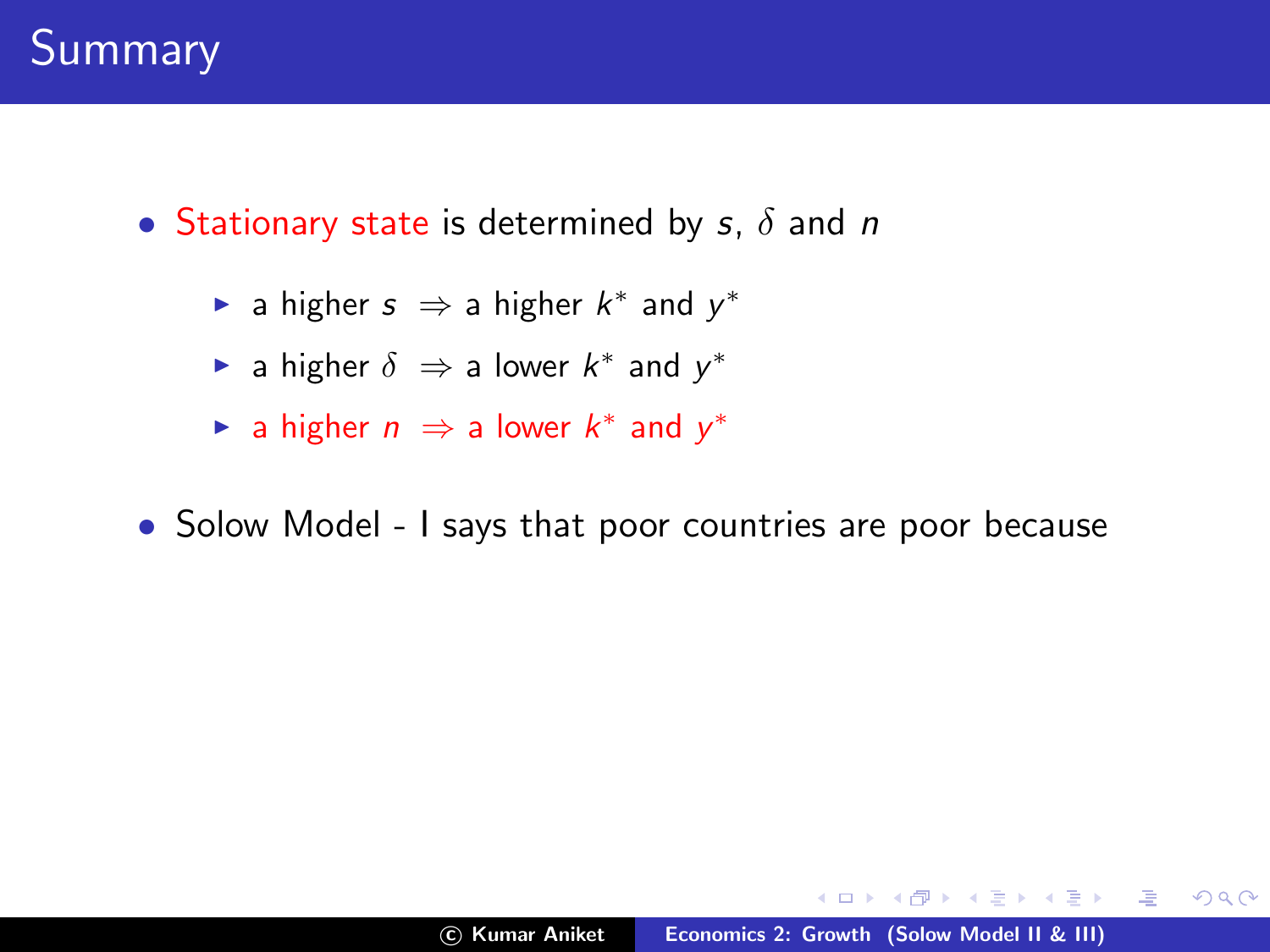# Summary

- Stationary state is determined by $s$, $\delta$ and $n$
  - a higher $s \Rightarrow$ a higher $k^*$ and $y^*$
  - a higher $\delta \Rightarrow$ a lower $k^*$ and $y^*$
  - a higher $n \Rightarrow$ a lower $k^*$ and $y^*$
- Solow Model - I says that poor countries are poor because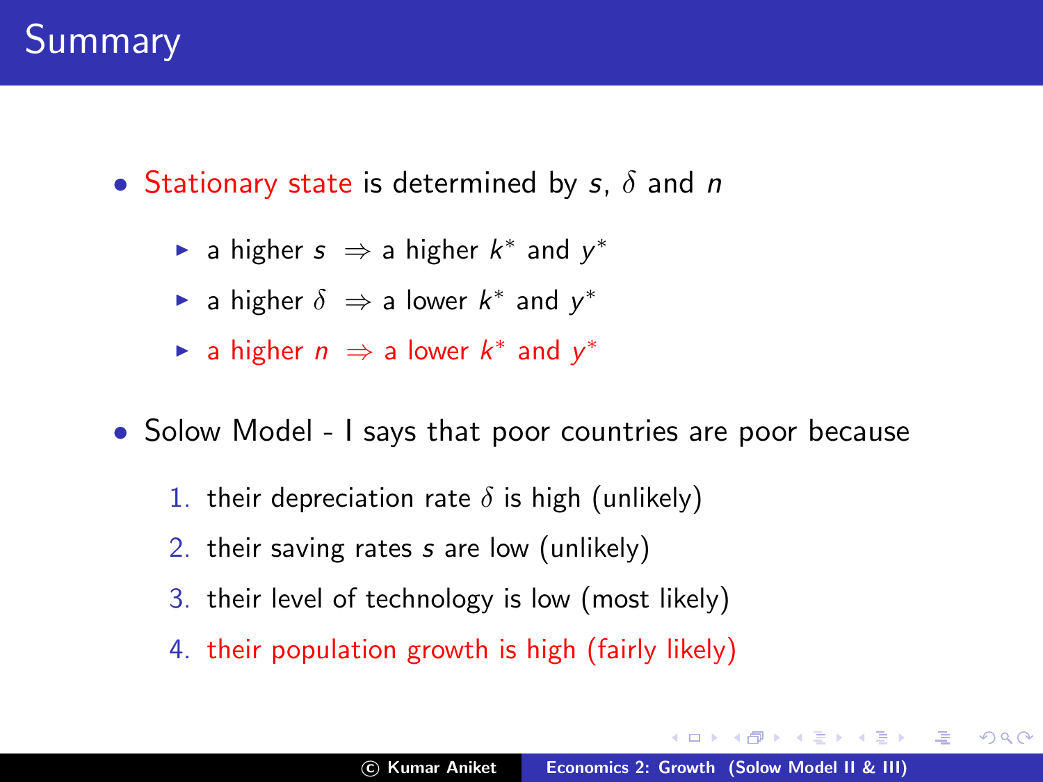# Summary

- Stationary state is determined by $s$, $\delta$ and $n$
  - a higher $s \Rightarrow$ a higher $k^*$ and $y^*$
  - a higher $\delta \Rightarrow$ a lower $k^*$ and $y^*$
  - a higher $n \Rightarrow$ a lower $k^*$ and $y^*$
- Solow Model - I says that poor countries are poor because
  1. their depreciation rate $\delta$ is high (unlikely)
  2. their saving rates $s$ are low (unlikely)
  3. their level of technology is low (most likely)
  4. their population growth is high (fairly likely)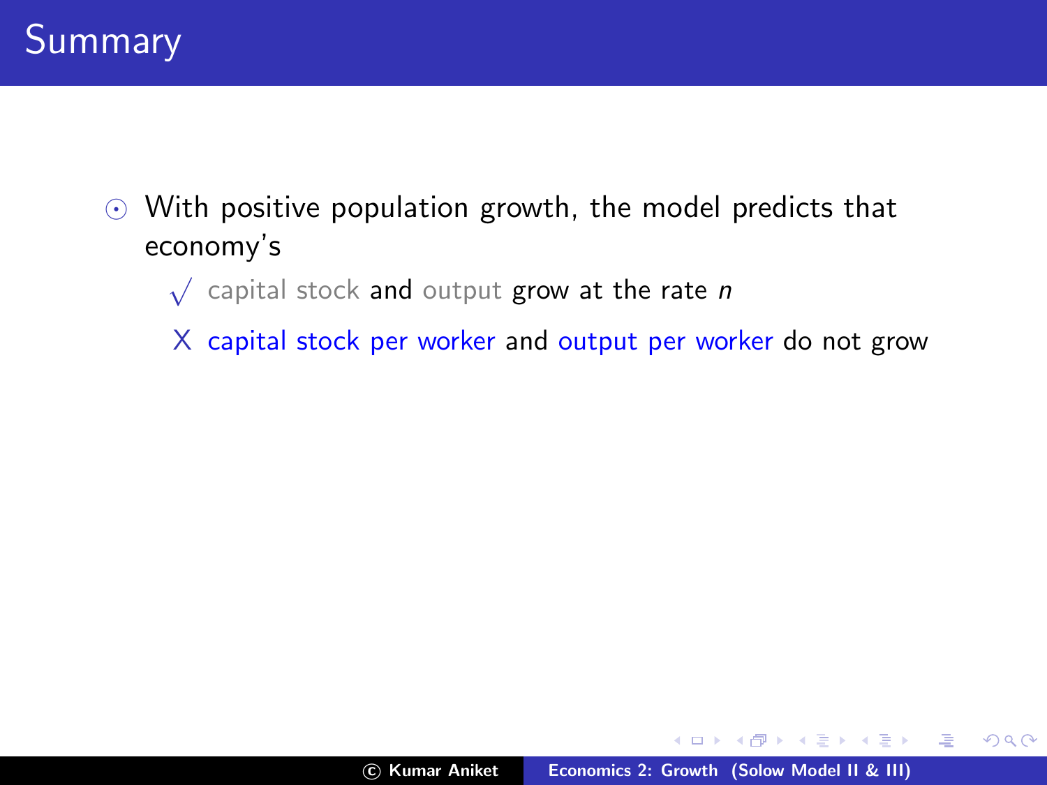# Summary

- With positive population growth, the model predicts that economy's
  - √ capital stock and output grow at the rate $n$
  - X capital stock per worker and output per worker do not grow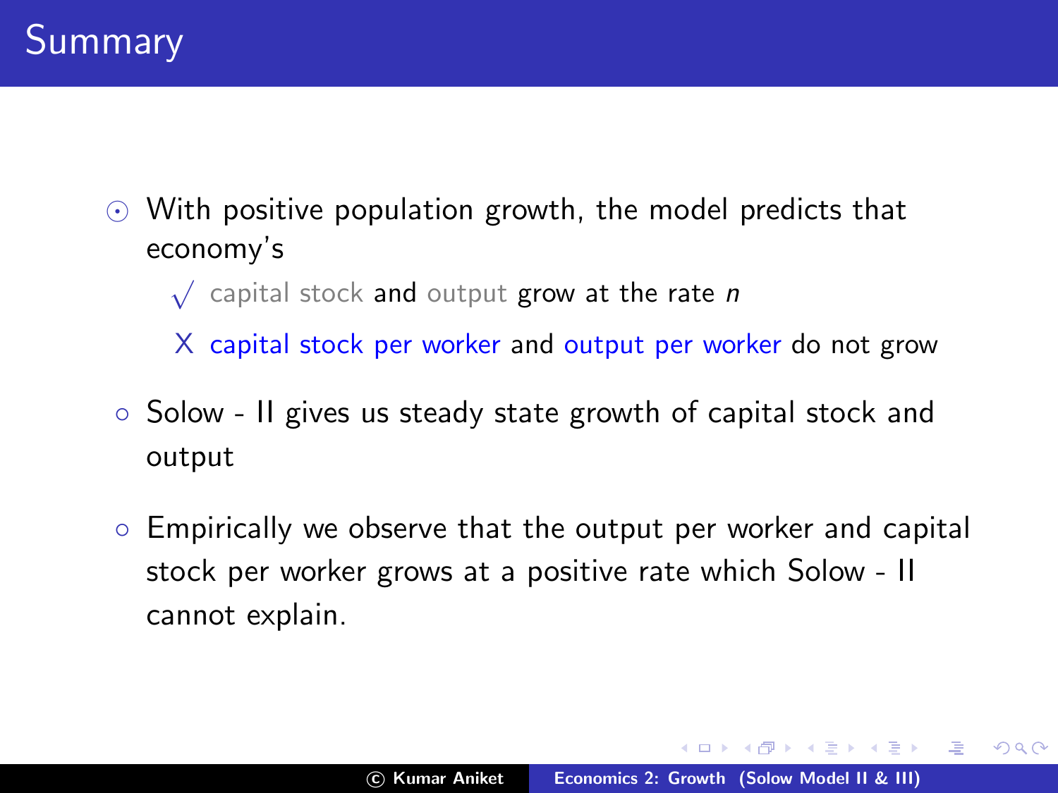# Summary

- With positive population growth, the model predicts that economy's
  - √ capital stock and output grow at the rate $n$
  - X capital stock per worker and output per worker do not grow
- Solow - II gives us steady state growth of capital stock and output
- Empirically we observe that the output per worker and capital stock per worker grows at a positive rate which Solow - II cannot explain.